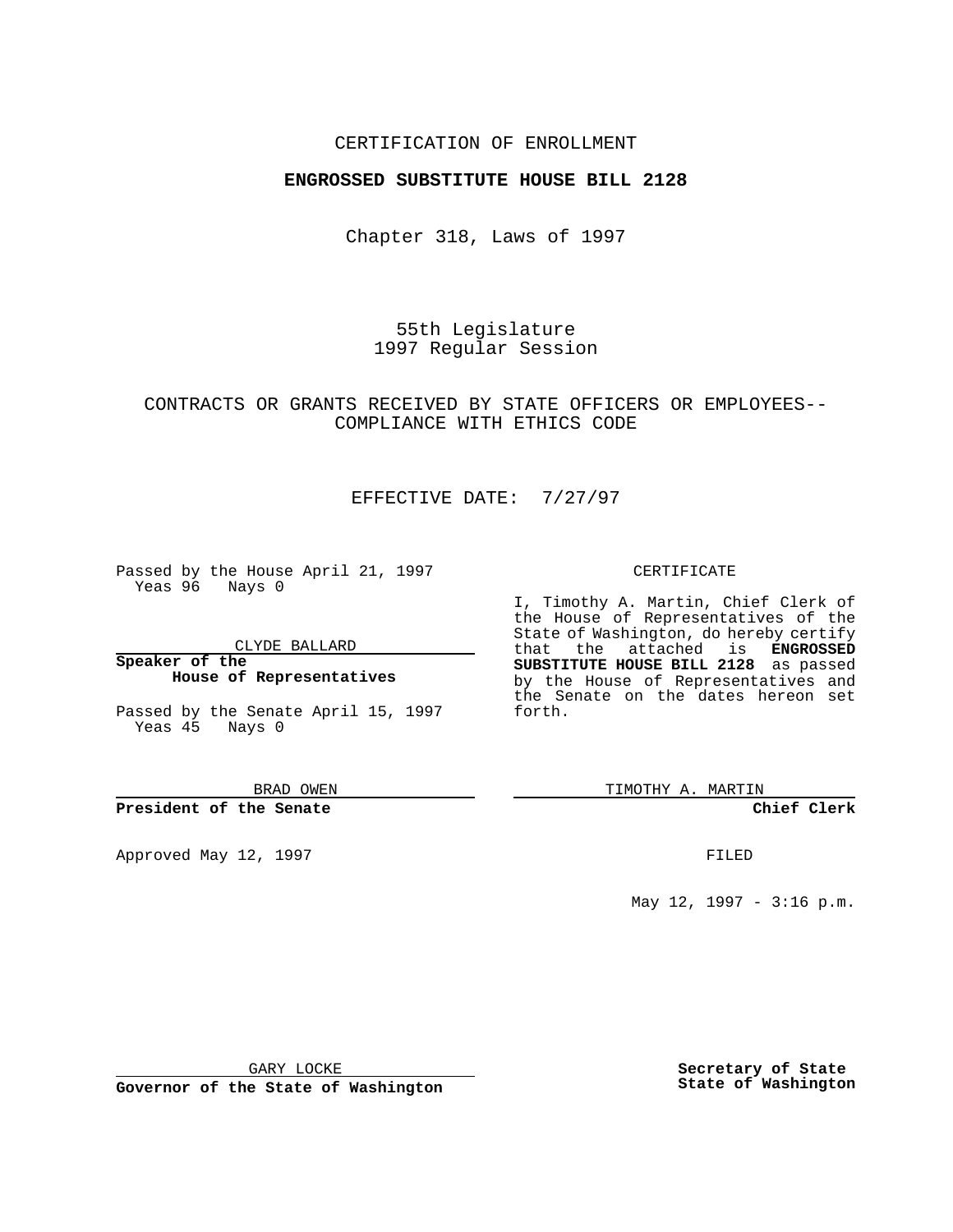CERTIFICATION OF ENROLLMENT

**ENGROSSED SUBSTITUTE HOUSE BILL 2128**

Chapter 318, Laws of 1997

55th Legislature
1997 Regular Session

CONTRACTS OR GRANTS RECEIVED BY STATE OFFICERS OR EMPLOYEES--COMPLIANCE WITH ETHICS CODE

EFFECTIVE DATE: 7/27/97

Passed by the House April 21, 1997
Yeas 96 Nays 0

CLYDE BALLARD

**Speaker of the House of Representatives**

Passed by the Senate April 15, 1997
Yeas 45 Nays 0

BRAD OWEN

**President of the Senate**

Approved May 12, 1997

GARY LOCKE

**Governor of the State of Washington**

CERTIFICATE

I, Timothy A. Martin, Chief Clerk of the House of Representatives of the State of Washington, do hereby certify that the attached is **ENGROSSED SUBSTITUTE HOUSE BILL 2128** as passed by the House of Representatives and the Senate on the dates hereon set forth.

TIMOTHY A. MARTIN

**Chief Clerk**

FILED

May 12, 1997 - 3:16 p.m.

**Secretary of State State of Washington**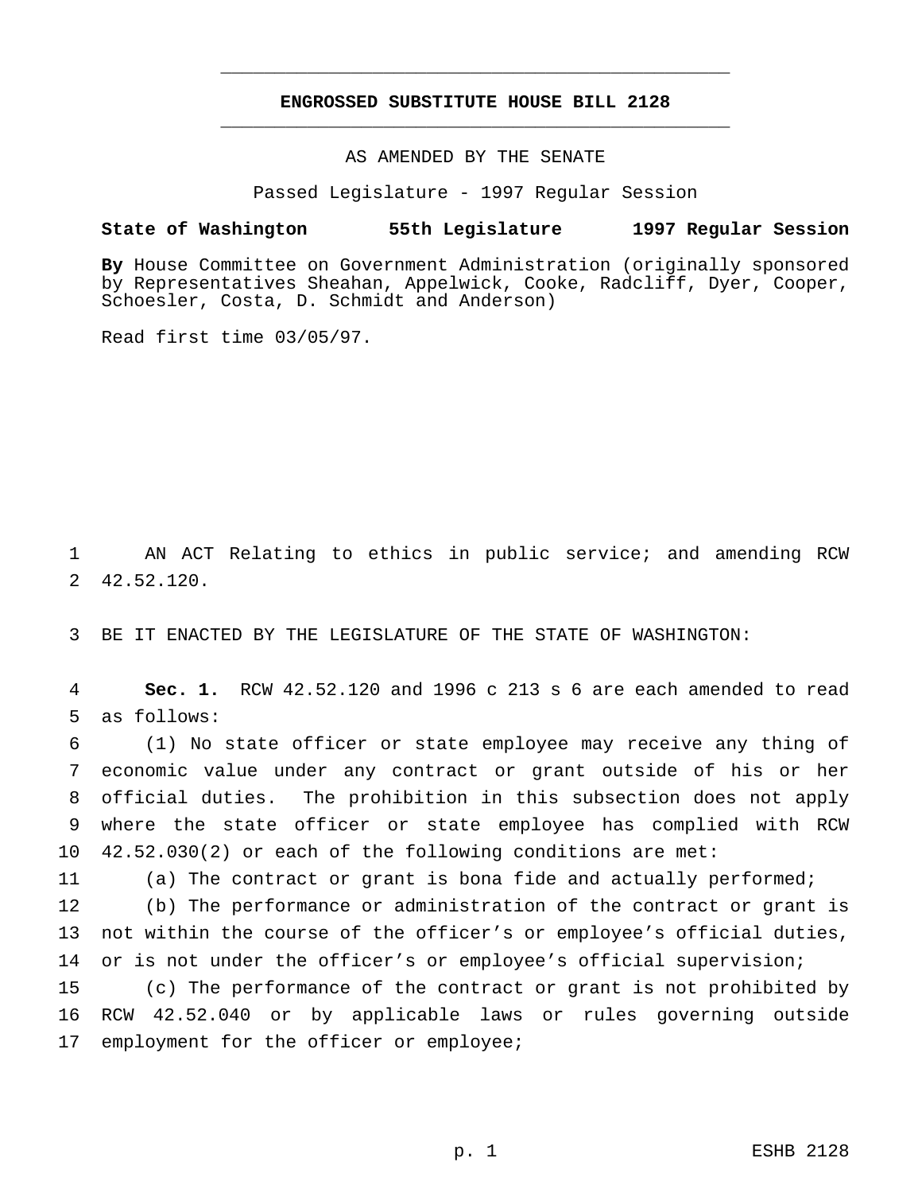# ENGROSSED SUBSTITUTE HOUSE BILL 2128

AS AMENDED BY THE SENATE

Passed Legislature - 1997 Regular Session

**State of Washington 55th Legislature 1997 Regular Session**

**By** House Committee on Government Administration (originally sponsored by Representatives Sheahan, Appelwick, Cooke, Radcliff, Dyer, Cooper, Schoesler, Costa, D. Schmidt and Anderson)

Read first time 03/05/97.

AN ACT Relating to ethics in public service; and amending RCW 42.52.120.

BE IT ENACTED BY THE LEGISLATURE OF THE STATE OF WASHINGTON:

**Sec. 1.** RCW 42.52.120 and 1996 c 213 s 6 are each amended to read as follows:

(1) No state officer or state employee may receive any thing of economic value under any contract or grant outside of his or her official duties. The prohibition in this subsection does not apply where the state officer or state employee has complied with RCW 42.52.030(2) or each of the following conditions are met:

(a) The contract or grant is bona fide and actually performed;

(b) The performance or administration of the contract or grant is not within the course of the officer's or employee's official duties, or is not under the officer's or employee's official supervision;

(c) The performance of the contract or grant is not prohibited by RCW 42.52.040 or by applicable laws or rules governing outside employment for the officer or employee;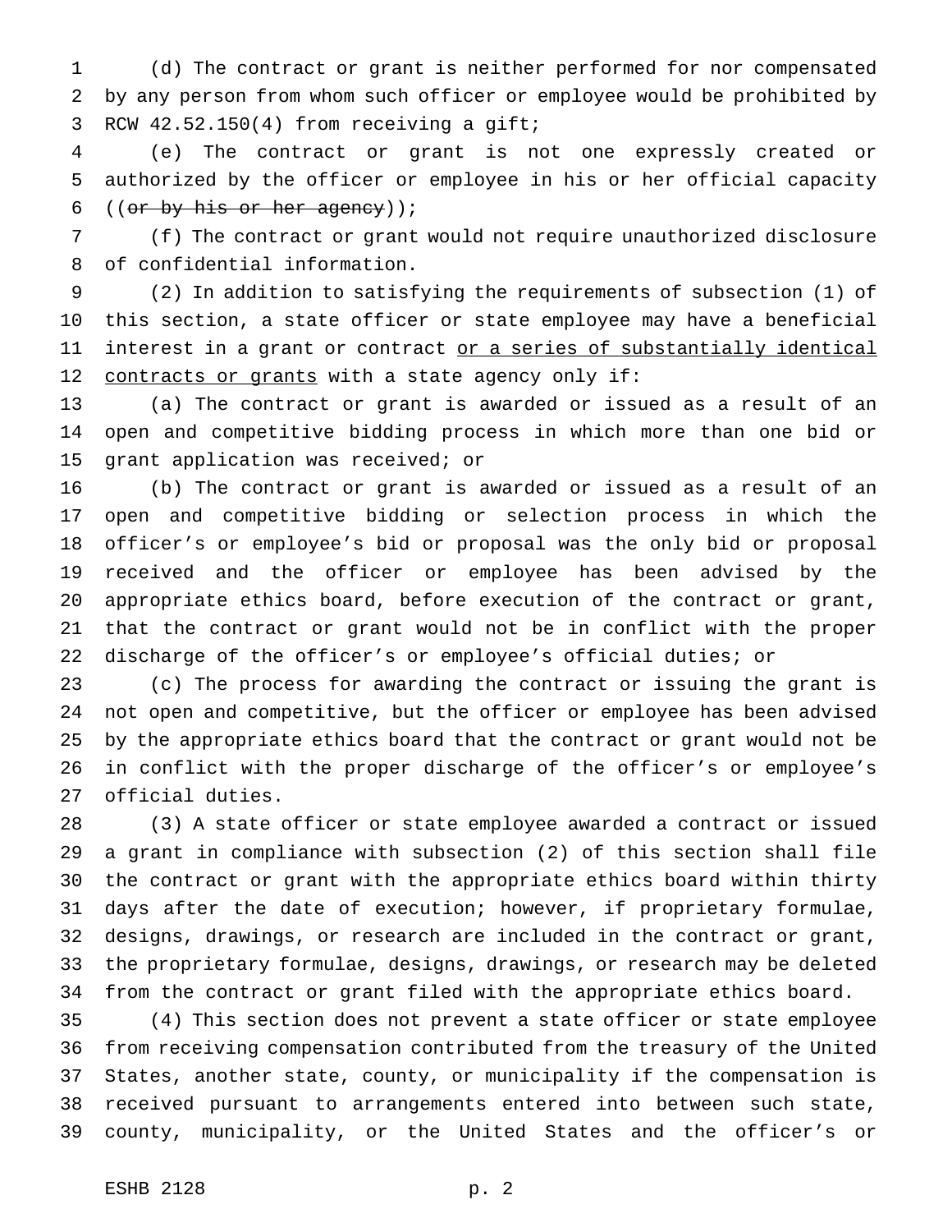(d) The contract or grant is neither performed for nor compensated by any person from whom such officer or employee would be prohibited by RCW 42.52.150(4) from receiving a gift;

(e) The contract or grant is not one expressly created or authorized by the officer or employee in his or her official capacity ((~~or by his or her agency~~));

(f) The contract or grant would not require unauthorized disclosure of confidential information.

(2) In addition to satisfying the requirements of subsection (1) of this section, a state officer or state employee may have a beneficial interest in a grant or contract <u>or a series of substantially identical contracts or grants</u> with a state agency only if:

(a) The contract or grant is awarded or issued as a result of an open and competitive bidding process in which more than one bid or grant application was received; or

(b) The contract or grant is awarded or issued as a result of an open and competitive bidding or selection process in which the officer's or employee's bid or proposal was the only bid or proposal received and the officer or employee has been advised by the appropriate ethics board, before execution of the contract or grant, that the contract or grant would not be in conflict with the proper discharge of the officer's or employee's official duties; or

(c) The process for awarding the contract or issuing the grant is not open and competitive, but the officer or employee has been advised by the appropriate ethics board that the contract or grant would not be in conflict with the proper discharge of the officer's or employee's official duties.

(3) A state officer or state employee awarded a contract or issued a grant in compliance with subsection (2) of this section shall file the contract or grant with the appropriate ethics board within thirty days after the date of execution; however, if proprietary formulae, designs, drawings, or research are included in the contract or grant, the proprietary formulae, designs, drawings, or research may be deleted from the contract or grant filed with the appropriate ethics board.

(4) This section does not prevent a state officer or state employee from receiving compensation contributed from the treasury of the United States, another state, county, or municipality if the compensation is received pursuant to arrangements entered into between such state, county, municipality, or the United States and the officer's or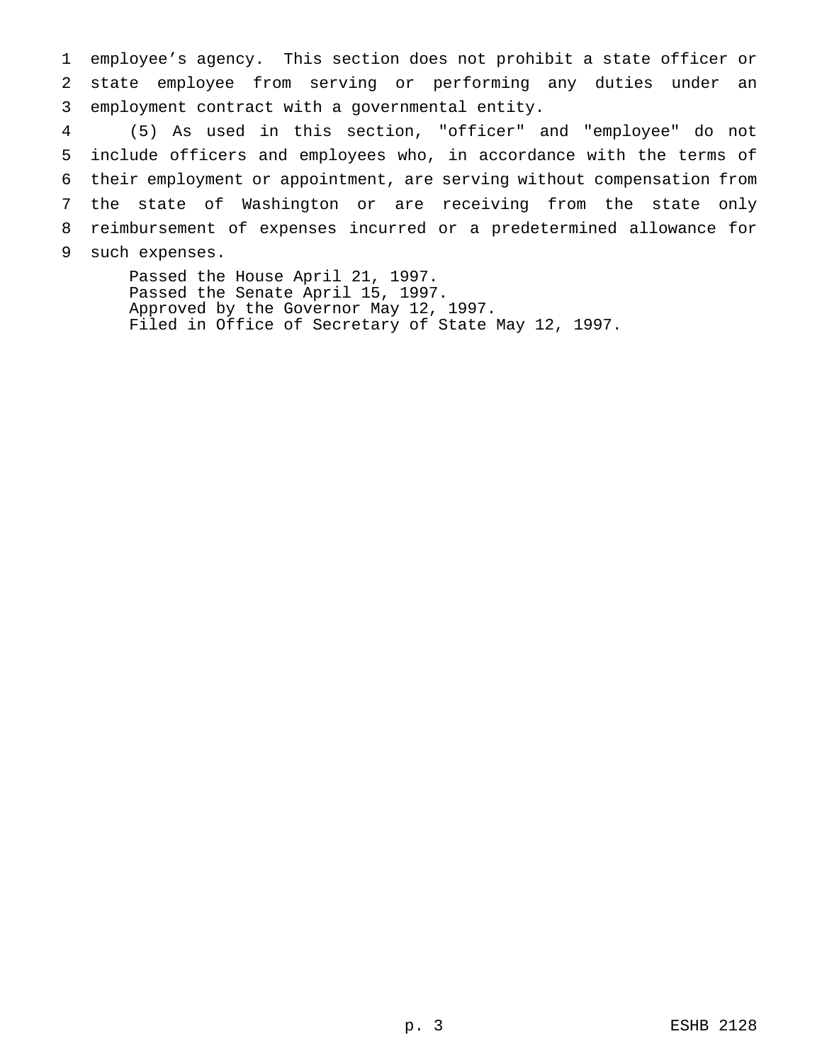employee's agency. This section does not prohibit a state officer or state employee from serving or performing any duties under an employment contract with a governmental entity.

(5) As used in this section, "officer" and "employee" do not include officers and employees who, in accordance with the terms of their employment or appointment, are serving without compensation from the state of Washington or are receiving from the state only reimbursement of expenses incurred or a predetermined allowance for such expenses.

Passed the House April 21, 1997.
Passed the Senate April 15, 1997.
Approved by the Governor May 12, 1997.
Filed in Office of Secretary of State May 12, 1997.